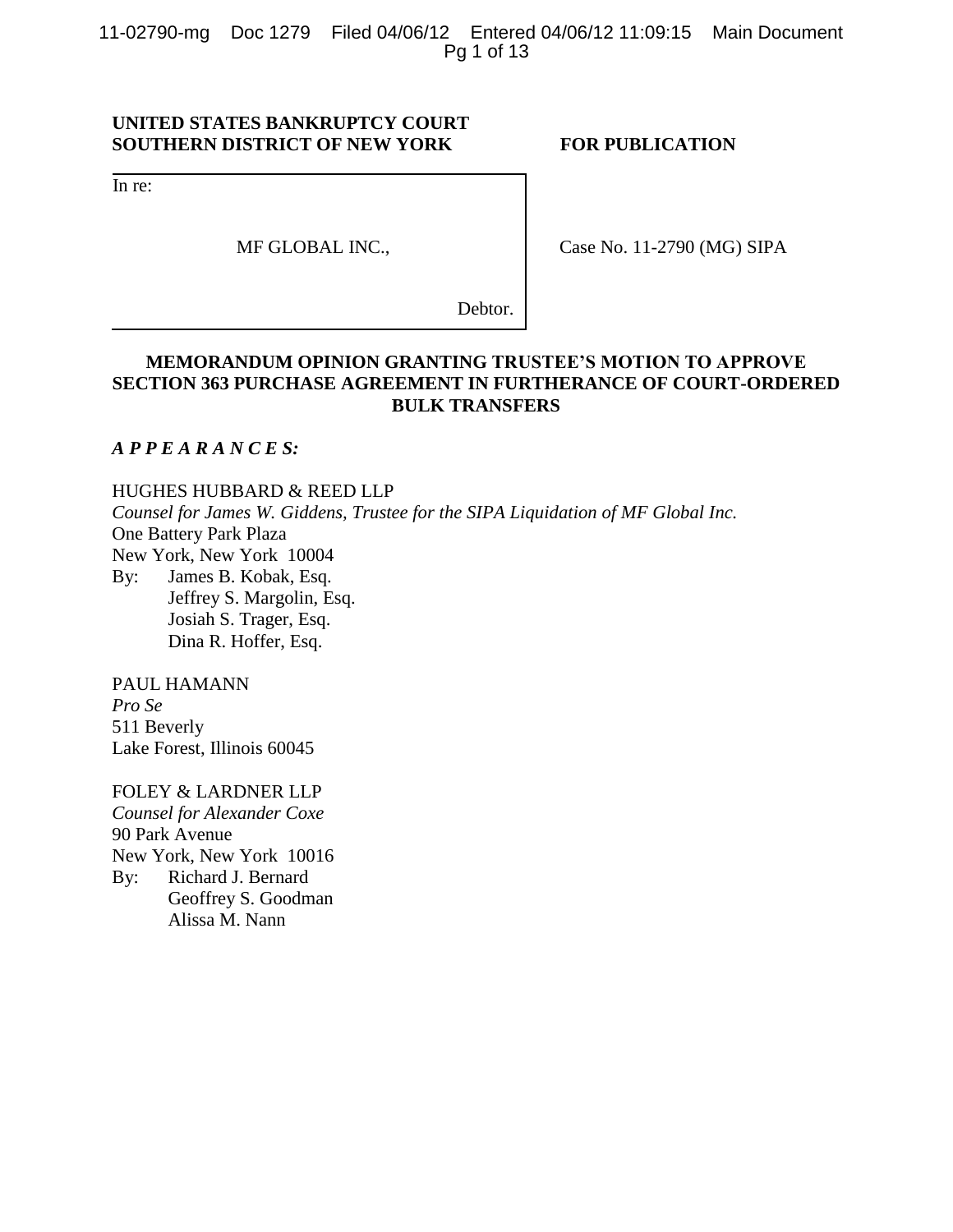**UNITED STATES BANKRUPTCY COURT**
**SOUTHERN DISTRICT OF NEW YORK**

**FOR PUBLICATION**

In re:

MF GLOBAL INC.,

Debtor.

Case No. 11-2790 (MG) SIPA

# MEMORANDUM OPINION GRANTING TRUSTEE'S MOTION TO APPROVE SECTION 363 PURCHASE AGREEMENT IN FURTHERANCE OF COURT-ORDERED BULK TRANSFERS

***A P P E A R A N C E S:***

HUGHES HUBBARD & REED LLP
*Counsel for James W. Giddens, Trustee for the SIPA Liquidation of MF Global Inc.*
One Battery Park Plaza
New York, New York 10004
By: James B. Kobak, Esq.
Jeffrey S. Margolin, Esq.
Josiah S. Trager, Esq.
Dina R. Hoffer, Esq.

PAUL HAMANN
*Pro Se*
511 Beverly
Lake Forest, Illinois 60045

FOLEY & LARDNER LLP
*Counsel for Alexander Coxe*
90 Park Avenue
New York, New York 10016
By: Richard J. Bernard
Geoffrey S. Goodman
Alissa M. Nann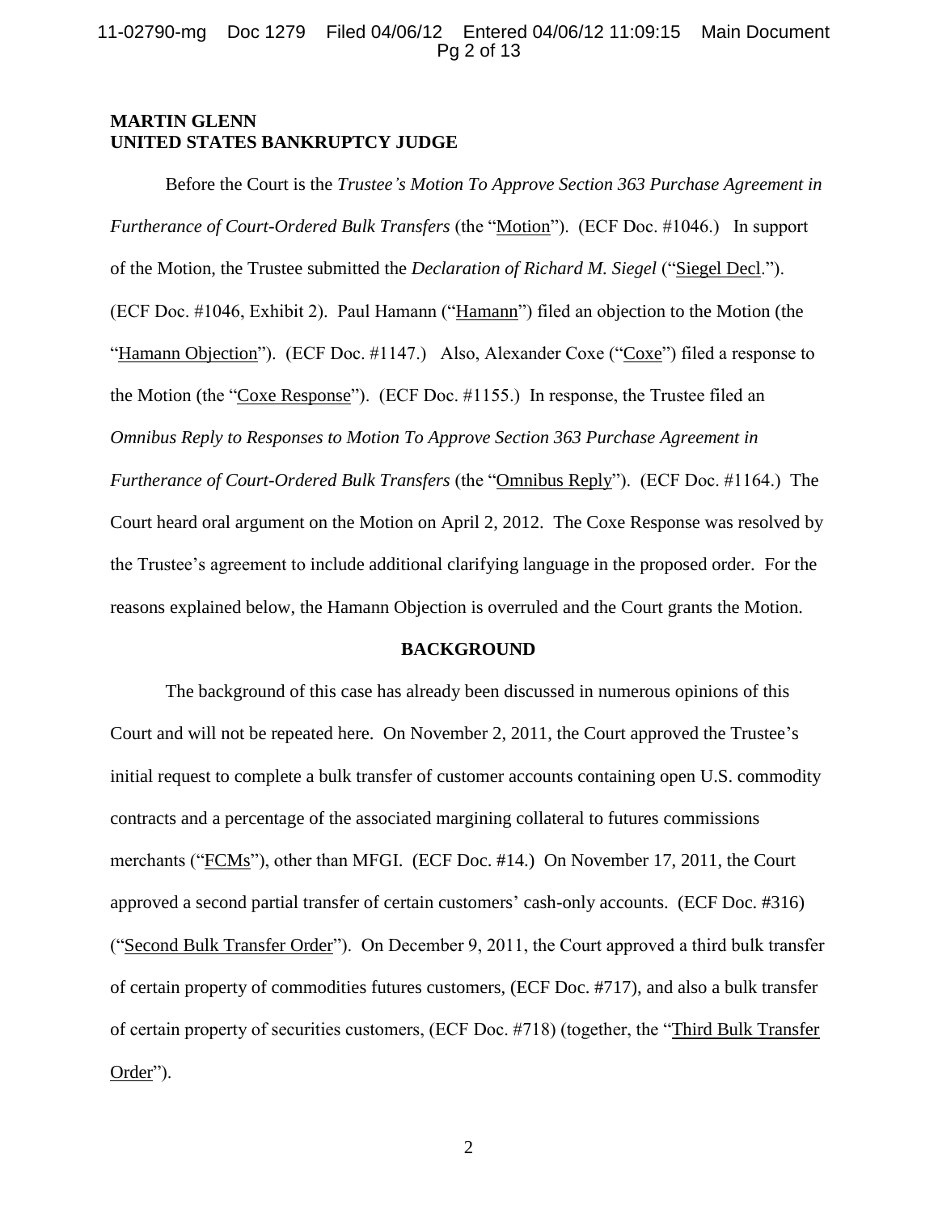**MARTIN GLENN**
**UNITED STATES BANKRUPTCY JUDGE**

Before the Court is the *Trustee's Motion To Approve Section 363 Purchase Agreement in Furtherance of Court-Ordered Bulk Transfers* (the "Motion"). (ECF Doc. #1046.) In support of the Motion, the Trustee submitted the *Declaration of Richard M. Siegel* ("Siegel Decl."). (ECF Doc. #1046, Exhibit 2). Paul Hamann ("Hamann") filed an objection to the Motion (the "Hamann Objection"). (ECF Doc. #1147.) Also, Alexander Coxe ("Coxe") filed a response to the Motion (the "Coxe Response"). (ECF Doc. #1155.) In response, the Trustee filed an *Omnibus Reply to Responses to Motion To Approve Section 363 Purchase Agreement in Furtherance of Court-Ordered Bulk Transfers* (the "Omnibus Reply"). (ECF Doc. #1164.) The Court heard oral argument on the Motion on April 2, 2012. The Coxe Response was resolved by the Trustee's agreement to include additional clarifying language in the proposed order. For the reasons explained below, the Hamann Objection is overruled and the Court grants the Motion.

**BACKGROUND**

The background of this case has already been discussed in numerous opinions of this Court and will not be repeated here. On November 2, 2011, the Court approved the Trustee's initial request to complete a bulk transfer of customer accounts containing open U.S. commodity contracts and a percentage of the associated margining collateral to futures commissions merchants ("FCMs"), other than MFGI. (ECF Doc. #14.) On November 17, 2011, the Court approved a second partial transfer of certain customers' cash-only accounts. (ECF Doc. #316) ("Second Bulk Transfer Order"). On December 9, 2011, the Court approved a third bulk transfer of certain property of commodities futures customers, (ECF Doc. #717), and also a bulk transfer of certain property of securities customers, (ECF Doc. #718) (together, the "Third Bulk Transfer Order").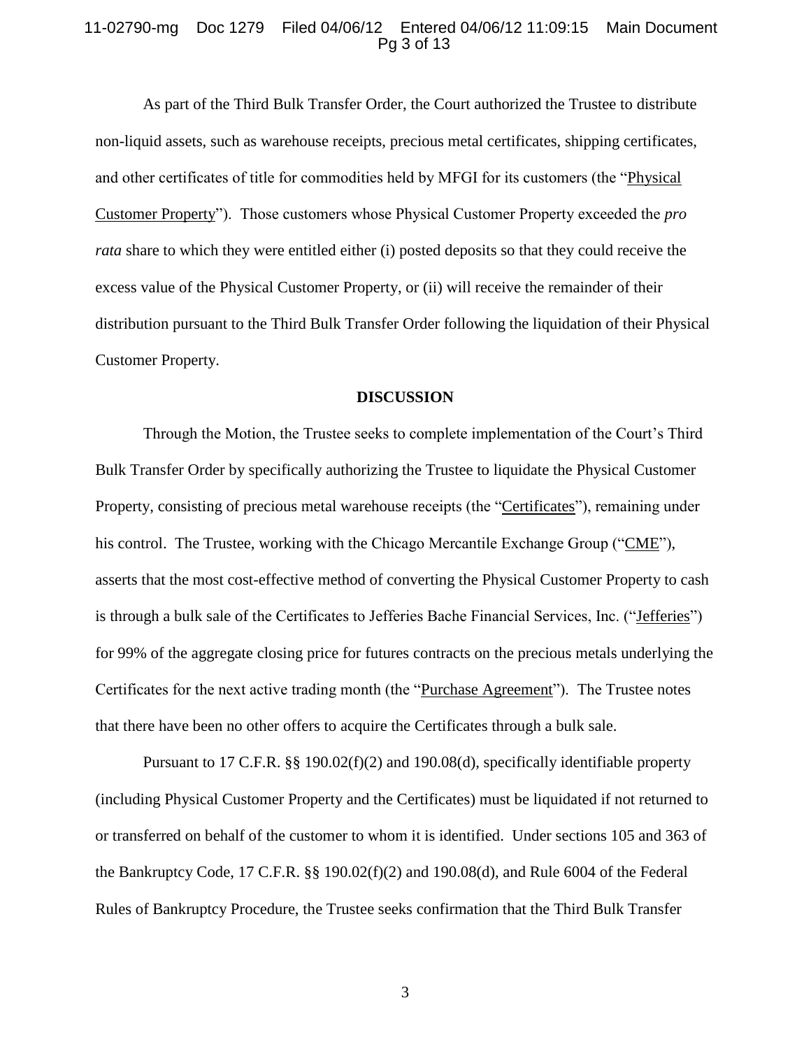As part of the Third Bulk Transfer Order, the Court authorized the Trustee to distribute non-liquid assets, such as warehouse receipts, precious metal certificates, shipping certificates, and other certificates of title for commodities held by MFGI for its customers (the "Physical Customer Property"). Those customers whose Physical Customer Property exceeded the *pro rata* share to which they were entitled either (i) posted deposits so that they could receive the excess value of the Physical Customer Property, or (ii) will receive the remainder of their distribution pursuant to the Third Bulk Transfer Order following the liquidation of their Physical Customer Property.

**DISCUSSION**

Through the Motion, the Trustee seeks to complete implementation of the Court's Third Bulk Transfer Order by specifically authorizing the Trustee to liquidate the Physical Customer Property, consisting of precious metal warehouse receipts (the "Certificates"), remaining under his control. The Trustee, working with the Chicago Mercantile Exchange Group ("CME"), asserts that the most cost-effective method of converting the Physical Customer Property to cash is through a bulk sale of the Certificates to Jefferies Bache Financial Services, Inc. ("Jefferies") for 99% of the aggregate closing price for futures contracts on the precious metals underlying the Certificates for the next active trading month (the "Purchase Agreement"). The Trustee notes that there have been no other offers to acquire the Certificates through a bulk sale.

Pursuant to 17 C.F.R. §§ 190.02(f)(2) and 190.08(d), specifically identifiable property (including Physical Customer Property and the Certificates) must be liquidated if not returned to or transferred on behalf of the customer to whom it is identified. Under sections 105 and 363 of the Bankruptcy Code, 17 C.F.R. §§ 190.02(f)(2) and 190.08(d), and Rule 6004 of the Federal Rules of Bankruptcy Procedure, the Trustee seeks confirmation that the Third Bulk Transfer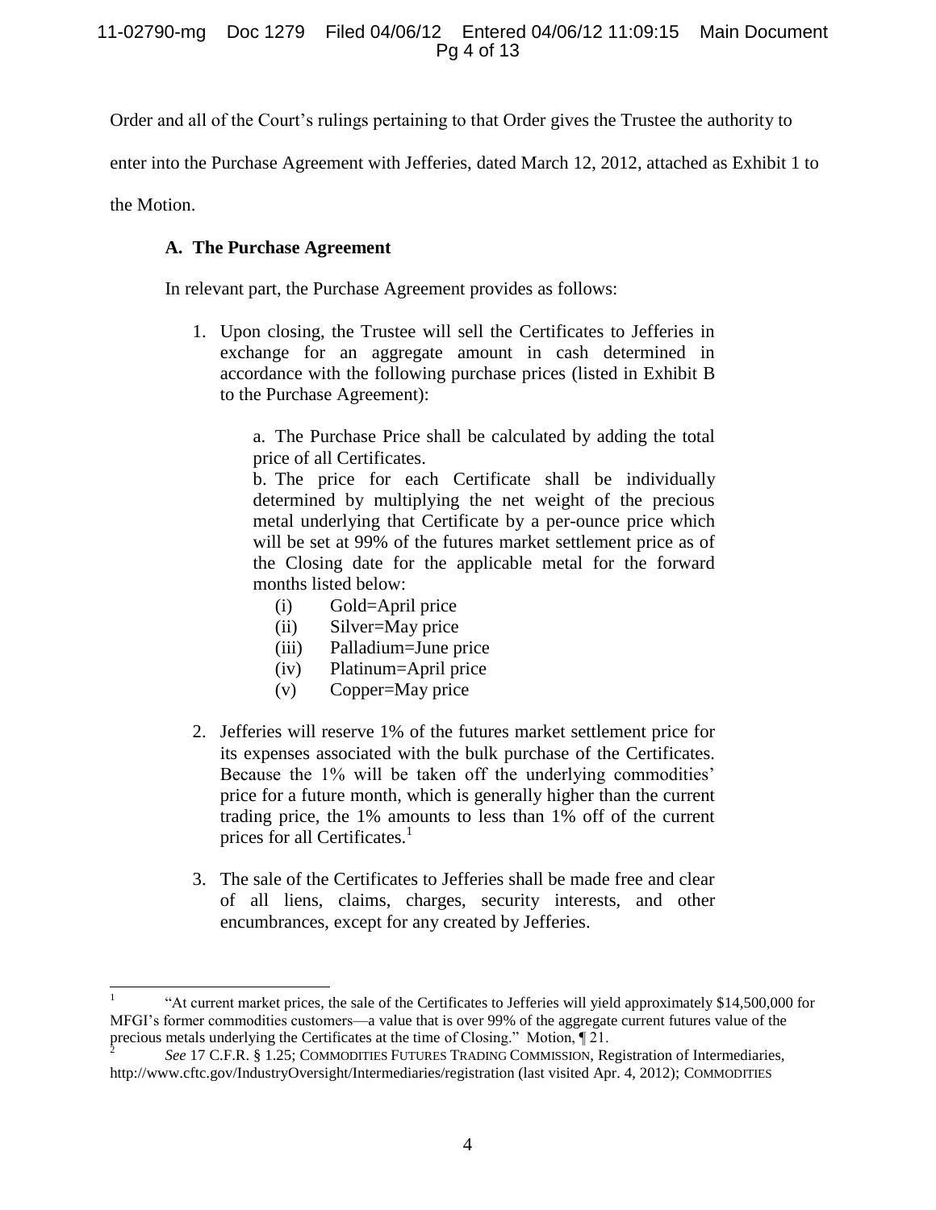Order and all of the Court's rulings pertaining to that Order gives the Trustee the authority to enter into the Purchase Agreement with Jefferies, dated March 12, 2012, attached as Exhibit 1 to the Motion.

### A. The Purchase Agreement

In relevant part, the Purchase Agreement provides as follows:

1. Upon closing, the Trustee will sell the Certificates to Jefferies in exchange for an aggregate amount in cash determined in accordance with the following purchase prices (listed in Exhibit B to the Purchase Agreement):

   a. The Purchase Price shall be calculated by adding the total price of all Certificates.

   b. The price for each Certificate shall be individually determined by multiplying the net weight of the precious metal underlying that Certificate by a per-ounce price which will be set at 99% of the futures market settlement price as of the Closing date for the applicable metal for the forward months listed below:

   (i) Gold=April price
   (ii) Silver=May price
   (iii) Palladium=June price
   (iv) Platinum=April price
   (v) Copper=May price

2. Jefferies will reserve 1% of the futures market settlement price for its expenses associated with the bulk purchase of the Certificates. Because the 1% will be taken off the underlying commodities' price for a future month, which is generally higher than the current trading price, the 1% amounts to less than 1% off of the current prices for all Certificates.[1]

3. The sale of the Certificates to Jefferies shall be made free and clear of all liens, claims, charges, security interests, and other encumbrances, except for any created by Jefferies.

---

[1] "At current market prices, the sale of the Certificates to Jefferies will yield approximately $14,500,000 for MFGI's former commodities customers—a value that is over 99% of the aggregate current futures value of the precious metals underlying the Certificates at the time of Closing." Motion, ¶ 21.

[2] *See* 17 C.F.R. § 1.25; COMMODITIES FUTURES TRADING COMMISSION, Registration of Intermediaries, http://www.cftc.gov/IndustryOversight/Intermediaries/registration (last visited Apr. 4, 2012); COMMODITIES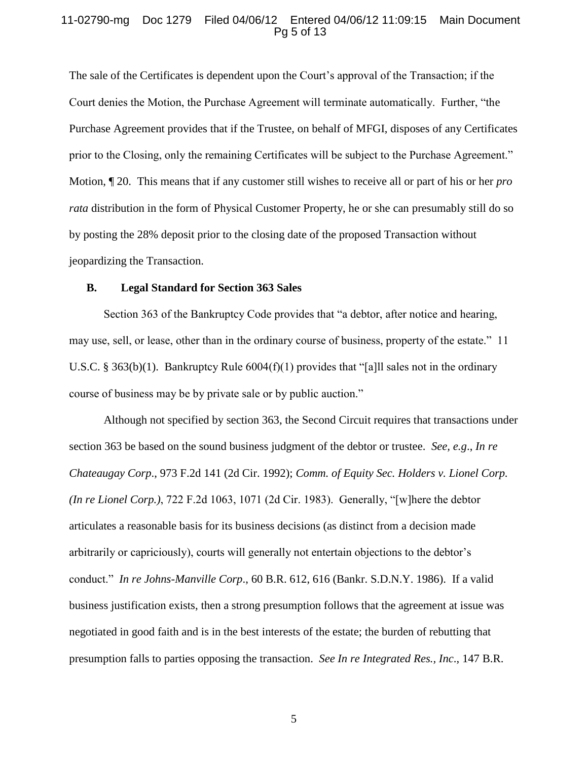The sale of the Certificates is dependent upon the Court's approval of the Transaction; if the Court denies the Motion, the Purchase Agreement will terminate automatically. Further, "the Purchase Agreement provides that if the Trustee, on behalf of MFGI, disposes of any Certificates prior to the Closing, only the remaining Certificates will be subject to the Purchase Agreement." Motion, ¶ 20. This means that if any customer still wishes to receive all or part of his or her *pro rata* distribution in the form of Physical Customer Property, he or she can presumably still do so by posting the 28% deposit prior to the closing date of the proposed Transaction without jeopardizing the Transaction.

### B. Legal Standard for Section 363 Sales

Section 363 of the Bankruptcy Code provides that "a debtor, after notice and hearing, may use, sell, or lease, other than in the ordinary course of business, property of the estate." 11 U.S.C. § 363(b)(1). Bankruptcy Rule 6004(f)(1) provides that "[a]ll sales not in the ordinary course of business may be by private sale or by public auction."

Although not specified by section 363, the Second Circuit requires that transactions under section 363 be based on the sound business judgment of the debtor or trustee. *See, e.g*., *In re Chateaugay Corp*., 973 F.2d 141 (2d Cir. 1992); *Comm. of Equity Sec. Holders v. Lionel Corp. (In re Lionel Corp.)*, 722 F.2d 1063, 1071 (2d Cir. 1983). Generally, "[w]here the debtor articulates a reasonable basis for its business decisions (as distinct from a decision made arbitrarily or capriciously), courts will generally not entertain objections to the debtor's conduct." *In re Johns-Manville Corp*., 60 B.R. 612, 616 (Bankr. S.D.N.Y. 1986). If a valid business justification exists, then a strong presumption follows that the agreement at issue was negotiated in good faith and is in the best interests of the estate; the burden of rebutting that presumption falls to parties opposing the transaction. *See In re Integrated Res., Inc*., 147 B.R.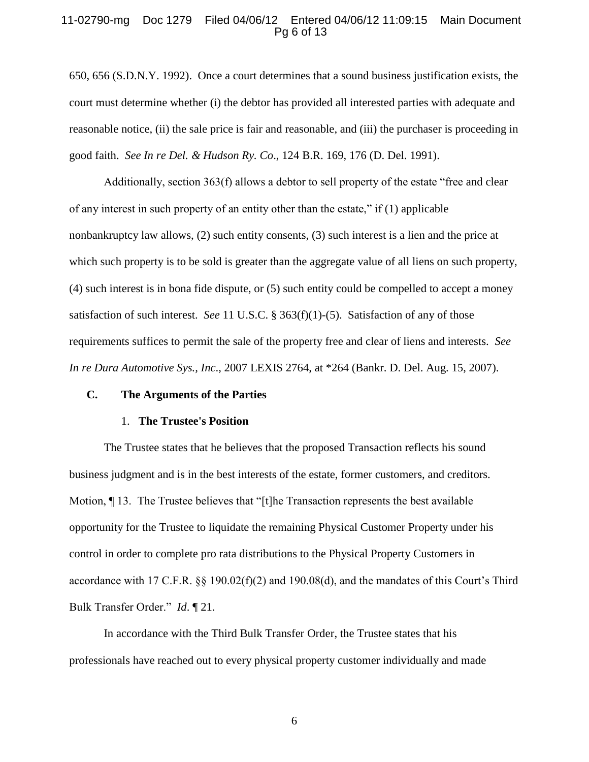650, 656 (S.D.N.Y. 1992). Once a court determines that a sound business justification exists, the court must determine whether (i) the debtor has provided all interested parties with adequate and reasonable notice, (ii) the sale price is fair and reasonable, and (iii) the purchaser is proceeding in good faith. *See In re Del. & Hudson Ry. Co*., 124 B.R. 169, 176 (D. Del. 1991).

Additionally, section 363(f) allows a debtor to sell property of the estate "free and clear of any interest in such property of an entity other than the estate," if (1) applicable nonbankruptcy law allows, (2) such entity consents, (3) such interest is a lien and the price at which such property is to be sold is greater than the aggregate value of all liens on such property, (4) such interest is in bona fide dispute, or (5) such entity could be compelled to accept a money satisfaction of such interest. *See* 11 U.S.C. § 363(f)(1)-(5). Satisfaction of any of those requirements suffices to permit the sale of the property free and clear of liens and interests. *See In re Dura Automotive Sys., Inc*., 2007 LEXIS 2764, at *264 (Bankr. D. Del. Aug. 15, 2007).

### C. The Arguments of the Parties

#### 1. The Trustee's Position

The Trustee states that he believes that the proposed Transaction reflects his sound business judgment and is in the best interests of the estate, former customers, and creditors. Motion, ¶ 13. The Trustee believes that "[t]he Transaction represents the best available opportunity for the Trustee to liquidate the remaining Physical Customer Property under his control in order to complete pro rata distributions to the Physical Property Customers in accordance with 17 C.F.R. §§ 190.02(f)(2) and 190.08(d), and the mandates of this Court's Third Bulk Transfer Order." *Id*. ¶ 21.

In accordance with the Third Bulk Transfer Order, the Trustee states that his professionals have reached out to every physical property customer individually and made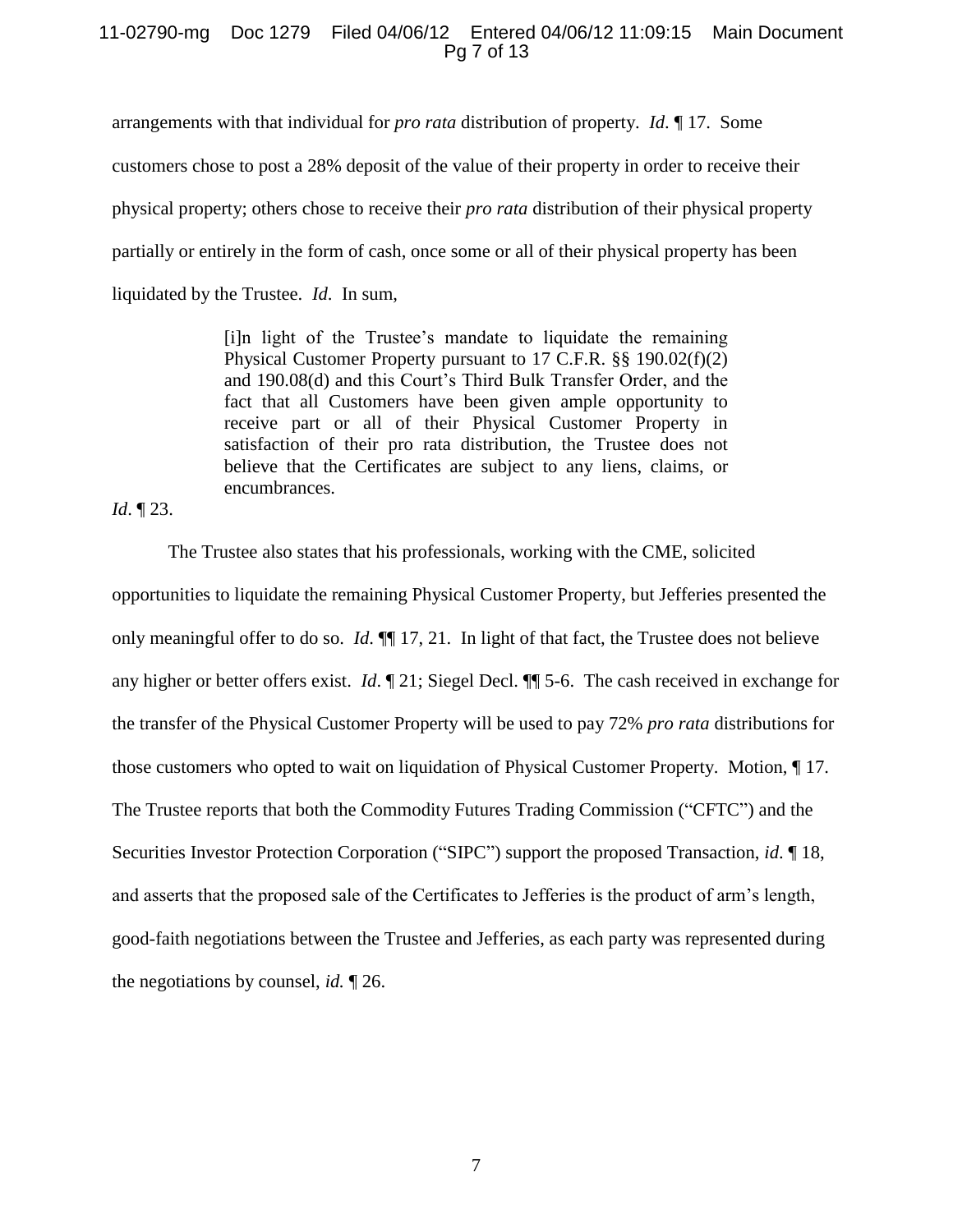arrangements with that individual for *pro rata* distribution of property. *Id*. ¶ 17. Some customers chose to post a 28% deposit of the value of their property in order to receive their physical property; others chose to receive their *pro rata* distribution of their physical property partially or entirely in the form of cash, once some or all of their physical property has been liquidated by the Trustee. *Id*. In sum,

> [i]n light of the Trustee's mandate to liquidate the remaining Physical Customer Property pursuant to 17 C.F.R. §§ 190.02(f)(2) and 190.08(d) and this Court's Third Bulk Transfer Order, and the fact that all Customers have been given ample opportunity to receive part or all of their Physical Customer Property in satisfaction of their pro rata distribution, the Trustee does not believe that the Certificates are subject to any liens, claims, or encumbrances.

*Id*. ¶ 23.

The Trustee also states that his professionals, working with the CME, solicited opportunities to liquidate the remaining Physical Customer Property, but Jefferies presented the only meaningful offer to do so. *Id*. ¶¶ 17, 21. In light of that fact, the Trustee does not believe any higher or better offers exist. *Id*. ¶ 21; Siegel Decl. ¶¶ 5-6. The cash received in exchange for the transfer of the Physical Customer Property will be used to pay 72% *pro rata* distributions for those customers who opted to wait on liquidation of Physical Customer Property. Motion, ¶ 17. The Trustee reports that both the Commodity Futures Trading Commission ("CFTC") and the Securities Investor Protection Corporation ("SIPC") support the proposed Transaction, *id*. ¶ 18, and asserts that the proposed sale of the Certificates to Jefferies is the product of arm's length, good-faith negotiations between the Trustee and Jefferies, as each party was represented during the negotiations by counsel, *id.* ¶ 26.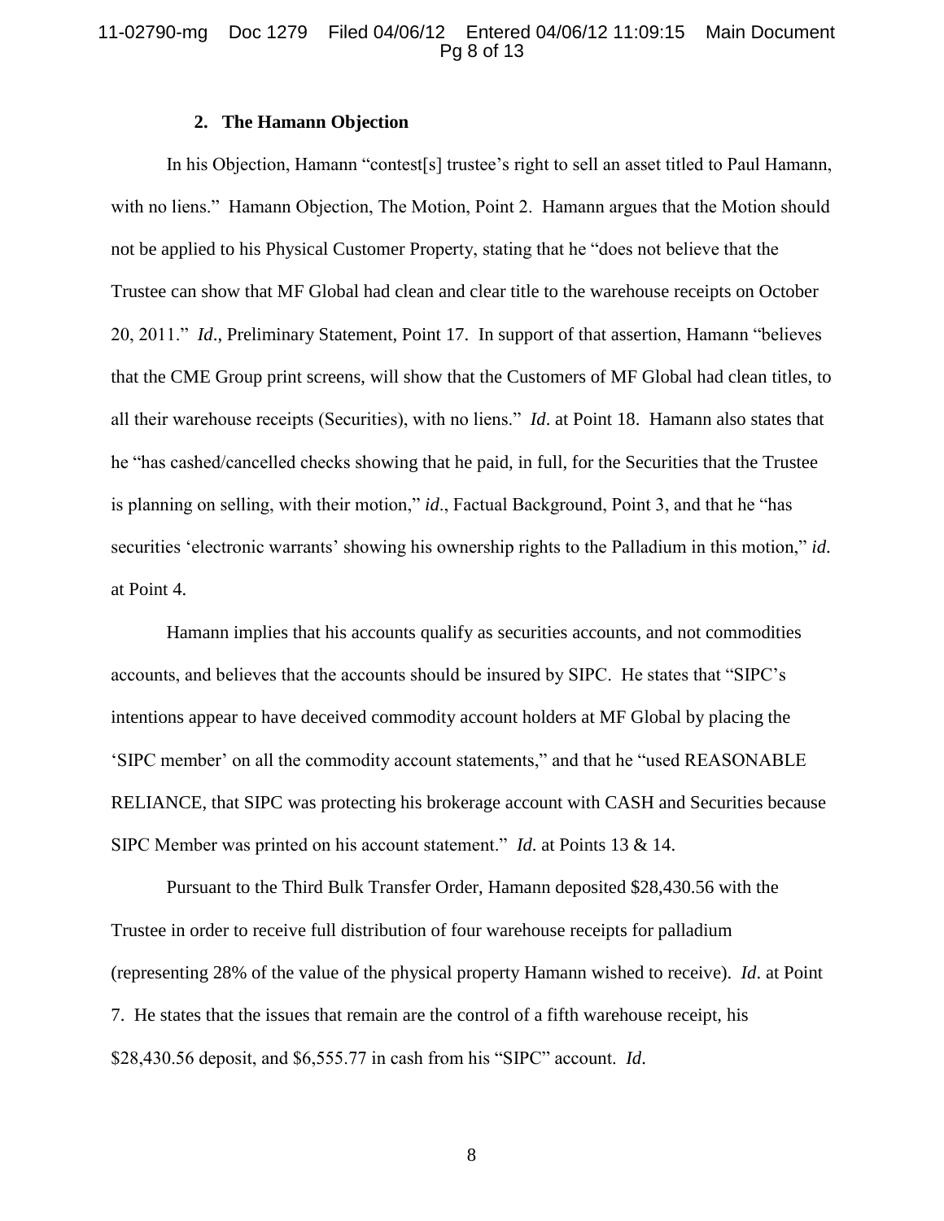### 2. The Hamann Objection

In his Objection, Hamann "contest[s] trustee's right to sell an asset titled to Paul Hamann, with no liens." Hamann Objection, The Motion, Point 2. Hamann argues that the Motion should not be applied to his Physical Customer Property, stating that he "does not believe that the Trustee can show that MF Global had clean and clear title to the warehouse receipts on October 20, 2011." *Id*., Preliminary Statement, Point 17. In support of that assertion, Hamann "believes that the CME Group print screens, will show that the Customers of MF Global had clean titles, to all their warehouse receipts (Securities), with no liens." *Id*. at Point 18. Hamann also states that he "has cashed/cancelled checks showing that he paid, in full, for the Securities that the Trustee is planning on selling, with their motion," *id*., Factual Background, Point 3, and that he "has securities 'electronic warrants' showing his ownership rights to the Palladium in this motion," *id*. at Point 4.

Hamann implies that his accounts qualify as securities accounts, and not commodities accounts, and believes that the accounts should be insured by SIPC. He states that "SIPC's intentions appear to have deceived commodity account holders at MF Global by placing the 'SIPC member' on all the commodity account statements," and that he "used REASONABLE RELIANCE, that SIPC was protecting his brokerage account with CASH and Securities because SIPC Member was printed on his account statement." *Id*. at Points 13 & 14.

Pursuant to the Third Bulk Transfer Order, Hamann deposited $28,430.56 with the Trustee in order to receive full distribution of four warehouse receipts for palladium (representing 28% of the value of the physical property Hamann wished to receive). *Id*. at Point 7. He states that the issues that remain are the control of a fifth warehouse receipt, his $28,430.56 deposit, and $6,555.77 in cash from his "SIPC" account. *Id*.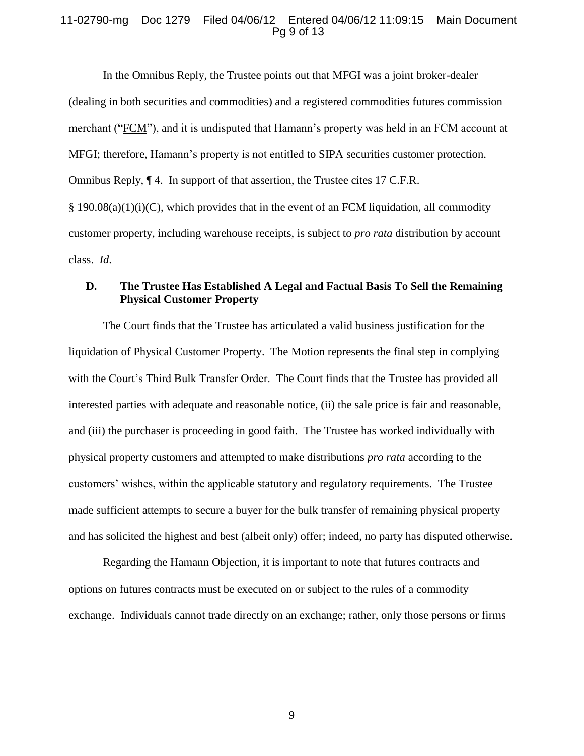In the Omnibus Reply, the Trustee points out that MFGI was a joint broker-dealer (dealing in both securities and commodities) and a registered commodities futures commission merchant ("FCM"), and it is undisputed that Hamann's property was held in an FCM account at MFGI; therefore, Hamann's property is not entitled to SIPA securities customer protection. Omnibus Reply, ¶ 4. In support of that assertion, the Trustee cites 17 C.F.R. § 190.08(a)(1)(i)(C), which provides that in the event of an FCM liquidation, all commodity customer property, including warehouse receipts, is subject to *pro rata* distribution by account class. *Id*.

### D. The Trustee Has Established A Legal and Factual Basis To Sell the Remaining Physical Customer Property

The Court finds that the Trustee has articulated a valid business justification for the liquidation of Physical Customer Property. The Motion represents the final step in complying with the Court's Third Bulk Transfer Order. The Court finds that the Trustee has provided all interested parties with adequate and reasonable notice, (ii) the sale price is fair and reasonable, and (iii) the purchaser is proceeding in good faith. The Trustee has worked individually with physical property customers and attempted to make distributions *pro rata* according to the customers' wishes, within the applicable statutory and regulatory requirements. The Trustee made sufficient attempts to secure a buyer for the bulk transfer of remaining physical property and has solicited the highest and best (albeit only) offer; indeed, no party has disputed otherwise.

Regarding the Hamann Objection, it is important to note that futures contracts and options on futures contracts must be executed on or subject to the rules of a commodity exchange. Individuals cannot trade directly on an exchange; rather, only those persons or firms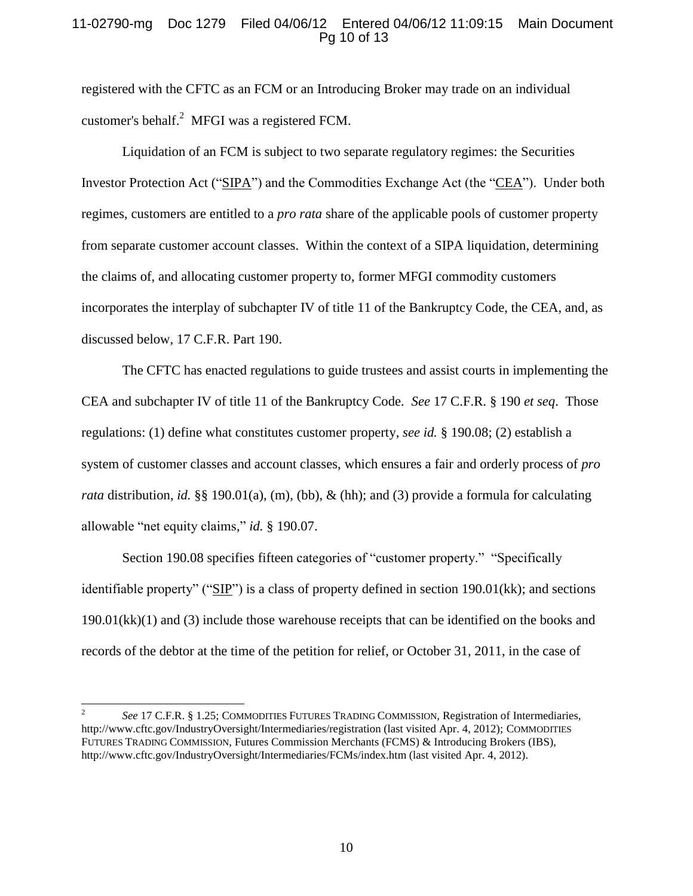registered with the CFTC as an FCM or an Introducing Broker may trade on an individual customer's behalf.[2] MFGI was a registered FCM.

Liquidation of an FCM is subject to two separate regulatory regimes: the Securities Investor Protection Act ("SIPA") and the Commodities Exchange Act (the "CEA"). Under both regimes, customers are entitled to a *pro rata* share of the applicable pools of customer property from separate customer account classes. Within the context of a SIPA liquidation, determining the claims of, and allocating customer property to, former MFGI commodity customers incorporates the interplay of subchapter IV of title 11 of the Bankruptcy Code, the CEA, and, as discussed below, 17 C.F.R. Part 190.

The CFTC has enacted regulations to guide trustees and assist courts in implementing the CEA and subchapter IV of title 11 of the Bankruptcy Code. *See* 17 C.F.R. § 190 *et seq*. Those regulations: (1) define what constitutes customer property, *see id.* § 190.08; (2) establish a system of customer classes and account classes, which ensures a fair and orderly process of *pro rata* distribution, *id.* §§ 190.01(a), (m), (bb), & (hh); and (3) provide a formula for calculating allowable "net equity claims," *id.* § 190.07.

Section 190.08 specifies fifteen categories of "customer property." "Specifically identifiable property" ("SIP") is a class of property defined in section 190.01(kk); and sections 190.01(kk)(1) and (3) include those warehouse receipts that can be identified on the books and records of the debtor at the time of the petition for relief, or October 31, 2011, in the case of

---

[2] *See* 17 C.F.R. § 1.25; COMMODITIES FUTURES TRADING COMMISSION, Registration of Intermediaries, http://www.cftc.gov/IndustryOversight/Intermediaries/registration (last visited Apr. 4, 2012); COMMODITIES FUTURES TRADING COMMISSION, Futures Commission Merchants (FCMS) & Introducing Brokers (IBS), http://www.cftc.gov/IndustryOversight/Intermediaries/FCMs/index.htm (last visited Apr. 4, 2012).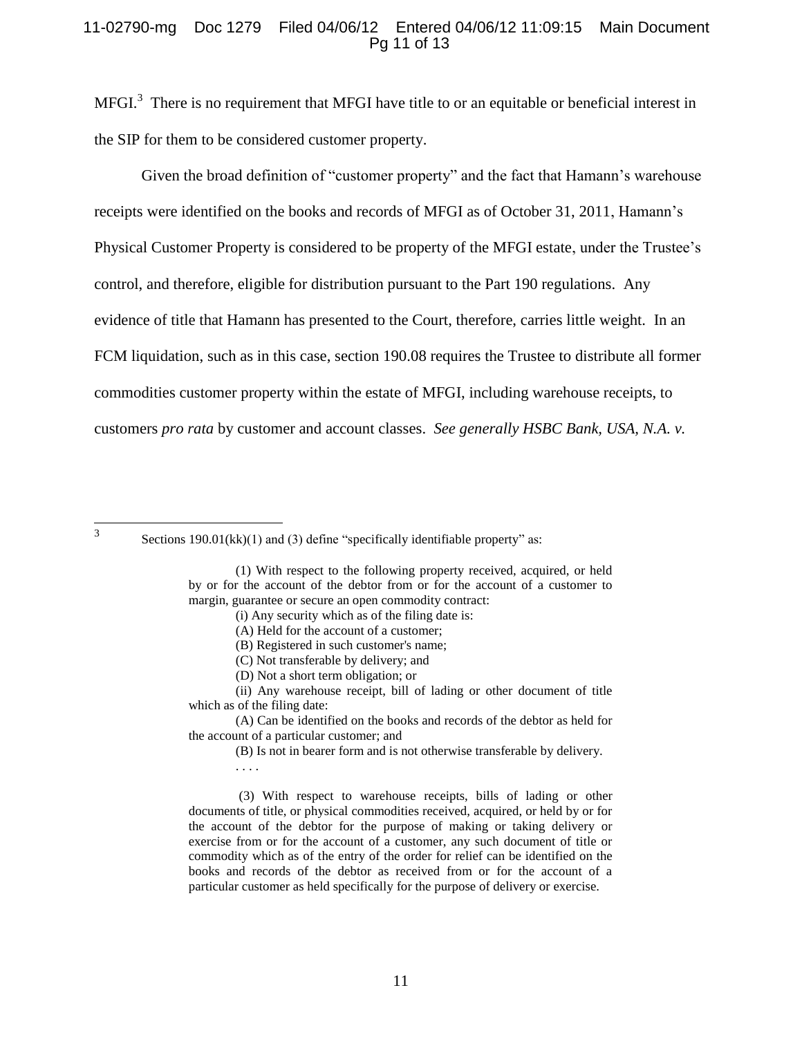MFGI.[3] There is no requirement that MFGI have title to or an equitable or beneficial interest in the SIP for them to be considered customer property.

Given the broad definition of "customer property" and the fact that Hamann's warehouse receipts were identified on the books and records of MFGI as of October 31, 2011, Hamann's Physical Customer Property is considered to be property of the MFGI estate, under the Trustee's control, and therefore, eligible for distribution pursuant to the Part 190 regulations. Any evidence of title that Hamann has presented to the Court, therefore, carries little weight. In an FCM liquidation, such as in this case, section 190.08 requires the Trustee to distribute all former commodities customer property within the estate of MFGI, including warehouse receipts, to customers *pro rata* by customer and account classes. *See generally HSBC Bank, USA, N.A. v.*

---

[3] Sections 190.01(kk)(1) and (3) define "specifically identifiable property" as:

> (1) With respect to the following property received, acquired, or held by or for the account of the debtor from or for the account of a customer to margin, guarantee or secure an open commodity contract:
>
> (i) Any security which as of the filing date is:
>
> (A) Held for the account of a customer;
>
> (B) Registered in such customer's name;
>
> (C) Not transferable by delivery; and
>
> (D) Not a short term obligation; or
>
> (ii) Any warehouse receipt, bill of lading or other document of title which as of the filing date:
>
> (A) Can be identified on the books and records of the debtor as held for the account of a particular customer; and
>
> (B) Is not in bearer form and is not otherwise transferable by delivery.
>
> . . . .
>
> (3) With respect to warehouse receipts, bills of lading or other documents of title, or physical commodities received, acquired, or held by or for the account of the debtor for the purpose of making or taking delivery or exercise from or for the account of a customer, any such document of title or commodity which as of the entry of the order for relief can be identified on the books and records of the debtor as received from or for the account of a particular customer as held specifically for the purpose of delivery or exercise.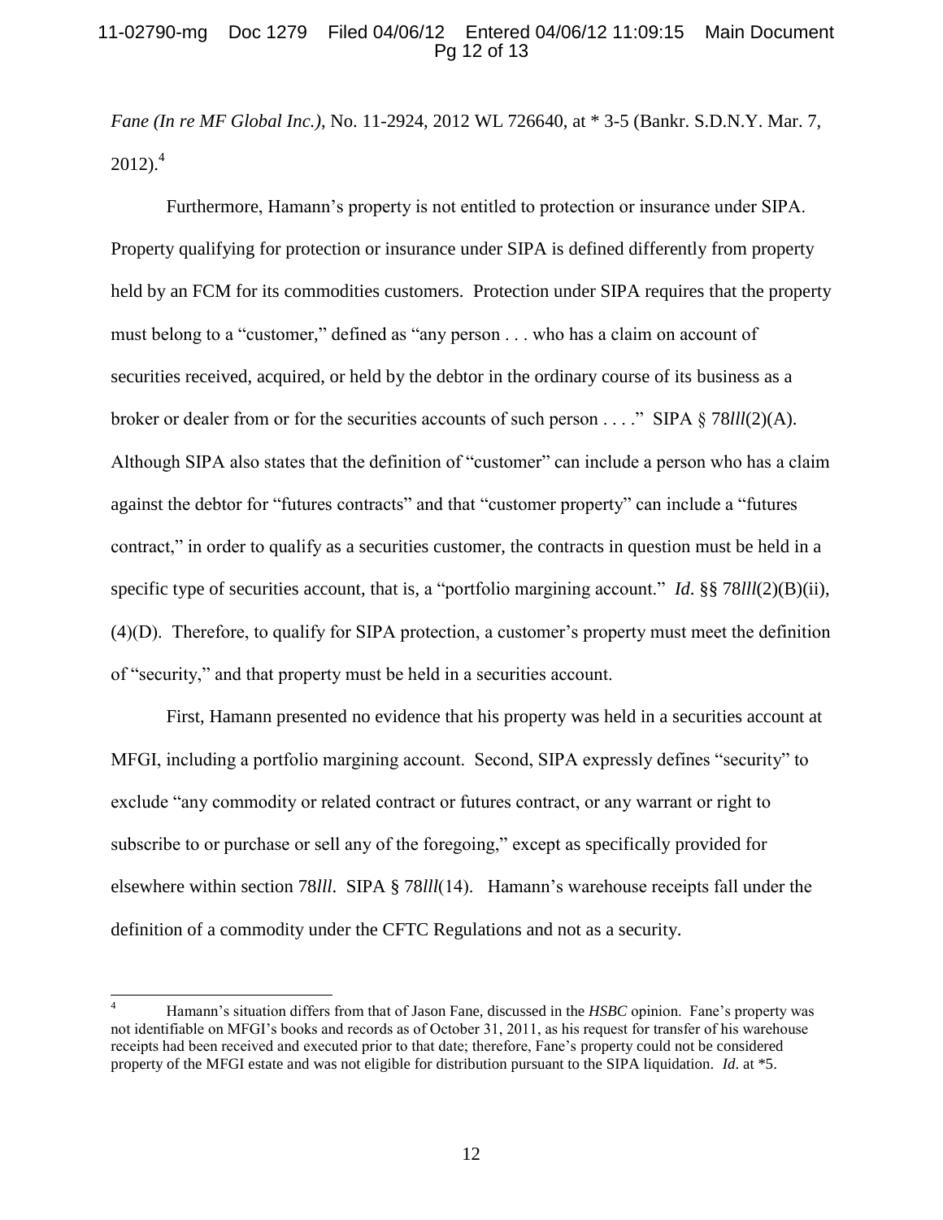*Fane (In re MF Global Inc.)*, No. 11-2924, 2012 WL 726640, at * 3-5 (Bankr. S.D.N.Y. Mar. 7, 2012).[4]

Furthermore, Hamann's property is not entitled to protection or insurance under SIPA. Property qualifying for protection or insurance under SIPA is defined differently from property held by an FCM for its commodities customers. Protection under SIPA requires that the property must belong to a "customer," defined as "any person . . . who has a claim on account of securities received, acquired, or held by the debtor in the ordinary course of its business as a broker or dealer from or for the securities accounts of such person . . . ." SIPA § 78*lll*(2)(A). Although SIPA also states that the definition of "customer" can include a person who has a claim against the debtor for "futures contracts" and that "customer property" can include a "futures contract," in order to qualify as a securities customer, the contracts in question must be held in a specific type of securities account, that is, a "portfolio margining account." *Id.* §§ 78*lll*(2)(B)(ii), (4)(D). Therefore, to qualify for SIPA protection, a customer's property must meet the definition of "security," and that property must be held in a securities account.

First, Hamann presented no evidence that his property was held in a securities account at MFGI, including a portfolio margining account. Second, SIPA expressly defines "security" to exclude "any commodity or related contract or futures contract, or any warrant or right to subscribe to or purchase or sell any of the foregoing," except as specifically provided for elsewhere within section 78*lll*. SIPA § 78*lll*(14). Hamann's warehouse receipts fall under the definition of a commodity under the CFTC Regulations and not as a security.

---

[4] Hamann's situation differs from that of Jason Fane, discussed in the *HSBC* opinion. Fane's property was not identifiable on MFGI's books and records as of October 31, 2011, as his request for transfer of his warehouse receipts had been received and executed prior to that date; therefore, Fane's property could not be considered property of the MFGI estate and was not eligible for distribution pursuant to the SIPA liquidation. *Id.* at *5.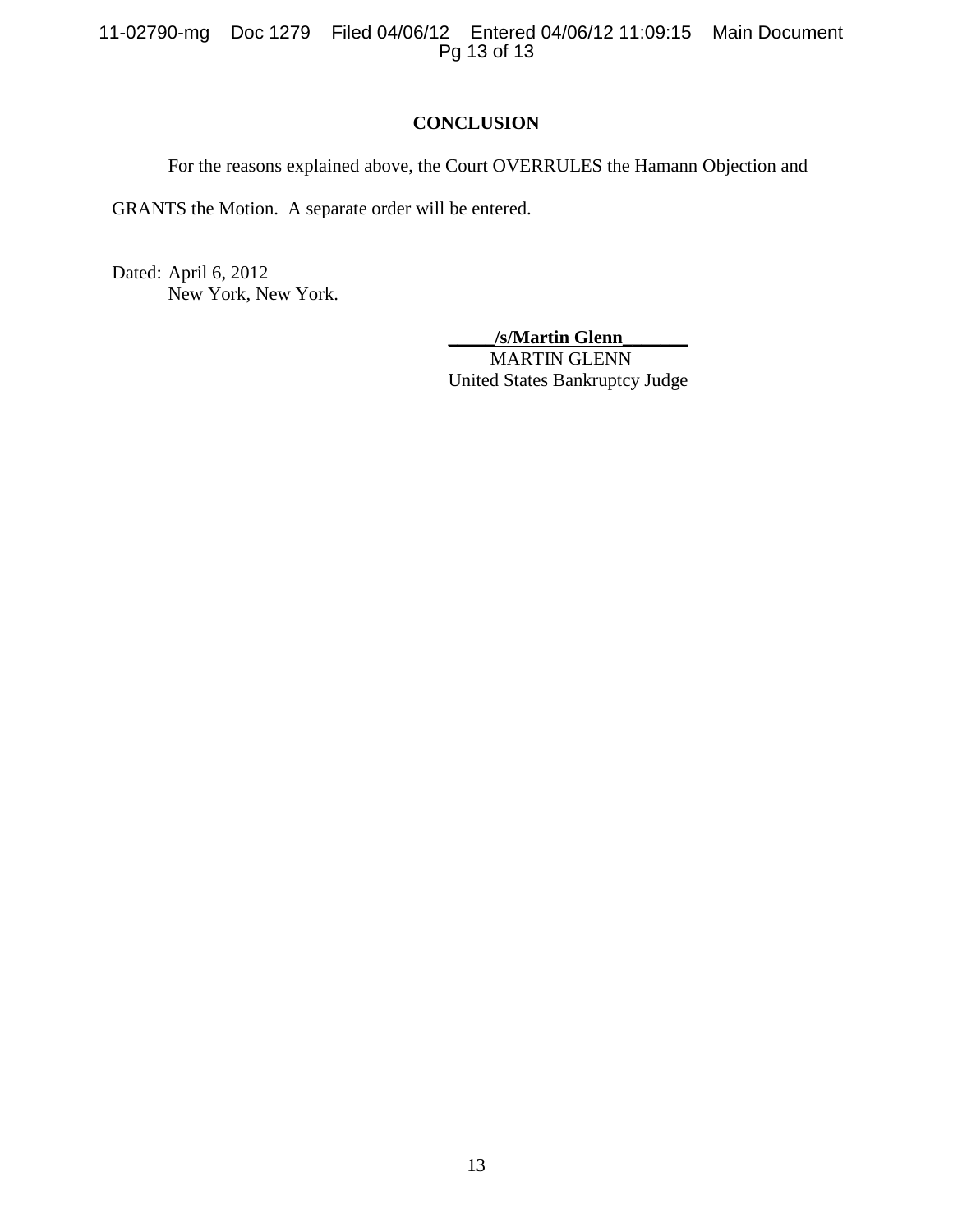## CONCLUSION

For the reasons explained above, the Court OVERRULES the Hamann Objection and GRANTS the Motion. A separate order will be entered.

Dated: April 6, 2012
New York, New York.

**_____/s/Martin Glenn_______**
MARTIN GLENN
United States Bankruptcy Judge